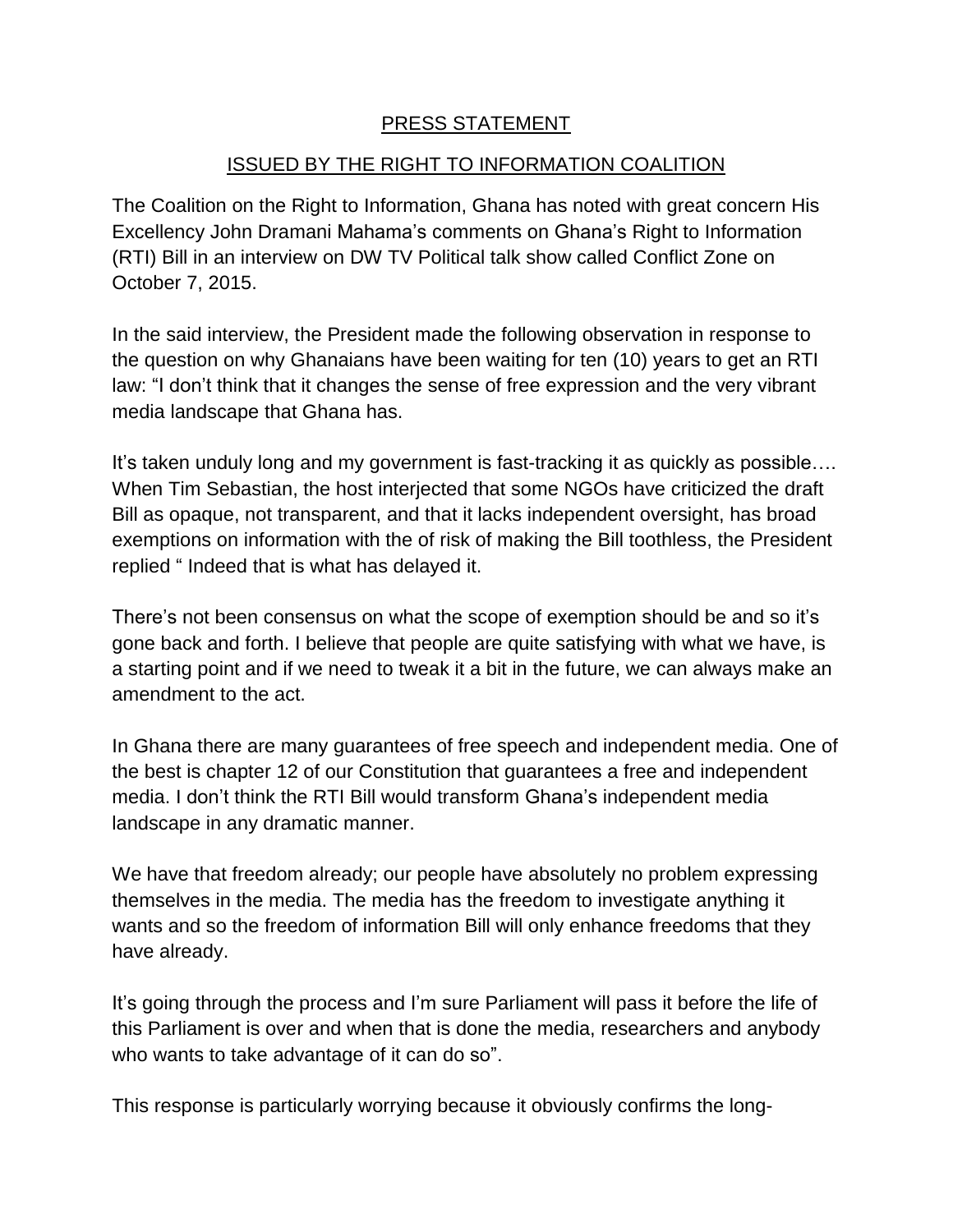PRESS STATEMENT

ISSUED BY THE RIGHT TO INFORMATION COALITION

The Coalition on the Right to Information, Ghana has noted with great concern His Excellency John Dramani Mahama's comments on Ghana's Right to Information (RTI) Bill in an interview on DW TV Political talk show called Conflict Zone on October 7, 2015.

In the said interview, the President made the following observation in response to the question on why Ghanaians have been waiting for ten (10) years to get an RTI law: "I don't think that it changes the sense of free expression and the very vibrant media landscape that Ghana has.

It's taken unduly long and my government is fast-tracking it as quickly as possible…. When Tim Sebastian, the host interjected that some NGOs have criticized the draft Bill as opaque, not transparent, and that it lacks independent oversight, has broad exemptions on information with the of risk of making the Bill toothless, the President replied " Indeed that is what has delayed it.

There's not been consensus on what the scope of exemption should be and so it's gone back and forth. I believe that people are quite satisfying with what we have, is a starting point and if we need to tweak it a bit in the future, we can always make an amendment to the act.

In Ghana there are many guarantees of free speech and independent media. One of the best is chapter 12 of our Constitution that guarantees a free and independent media. I don't think the RTI Bill would transform Ghana's independent media landscape in any dramatic manner.

We have that freedom already; our people have absolutely no problem expressing themselves in the media. The media has the freedom to investigate anything it wants and so the freedom of information Bill will only enhance freedoms that they have already.

It's going through the process and I'm sure Parliament will pass it before the life of this Parliament is over and when that is done the media, researchers and anybody who wants to take advantage of it can do so".

This response is particularly worrying because it obviously confirms the long-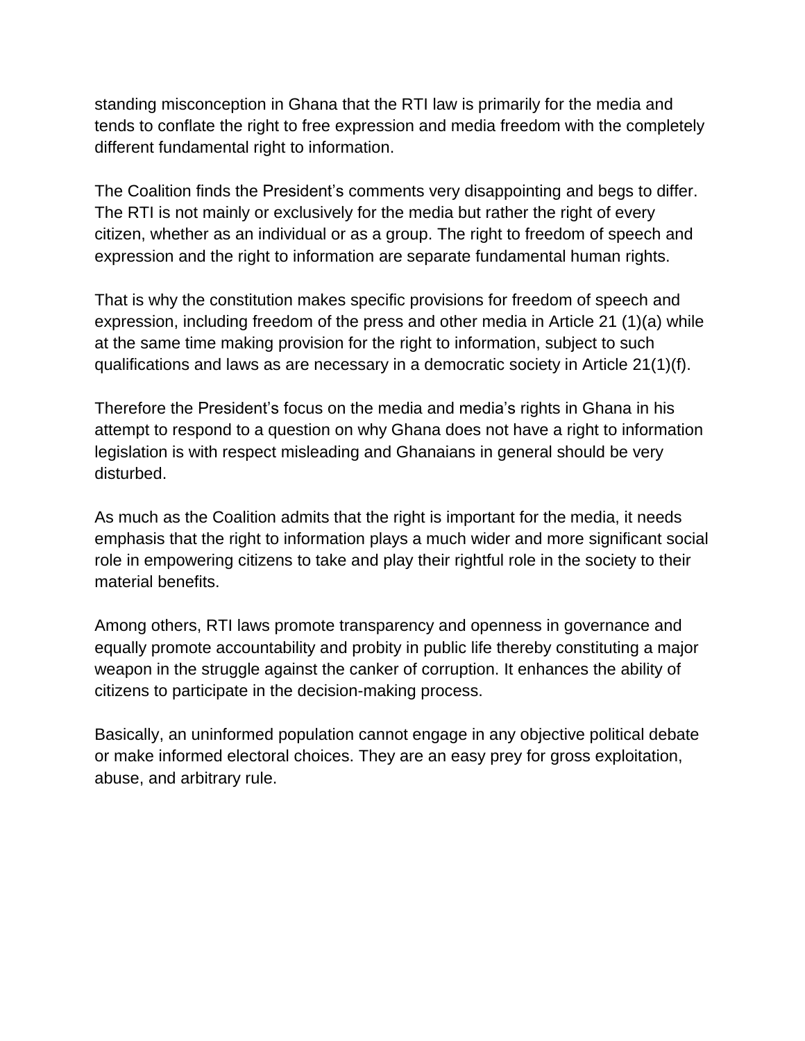standing misconception in Ghana that the RTI law is primarily for the media and tends to conflate the right to free expression and media freedom with the completely different fundamental right to information.

The Coalition finds the President's comments very disappointing and begs to differ. The RTI is not mainly or exclusively for the media but rather the right of every citizen, whether as an individual or as a group. The right to freedom of speech and expression and the right to information are separate fundamental human rights.

That is why the constitution makes specific provisions for freedom of speech and expression, including freedom of the press and other media in Article 21 (1)(a) while at the same time making provision for the right to information, subject to such qualifications and laws as are necessary in a democratic society in Article 21(1)(f).

Therefore the President's focus on the media and media's rights in Ghana in his attempt to respond to a question on why Ghana does not have a right to information legislation is with respect misleading and Ghanaians in general should be very disturbed.

As much as the Coalition admits that the right is important for the media, it needs emphasis that the right to information plays a much wider and more significant social role in empowering citizens to take and play their rightful role in the society to their material benefits.

Among others, RTI laws promote transparency and openness in governance and equally promote accountability and probity in public life thereby constituting a major weapon in the struggle against the canker of corruption. It enhances the ability of citizens to participate in the decision-making process.

Basically, an uninformed population cannot engage in any objective political debate or make informed electoral choices. They are an easy prey for gross exploitation, abuse, and arbitrary rule.